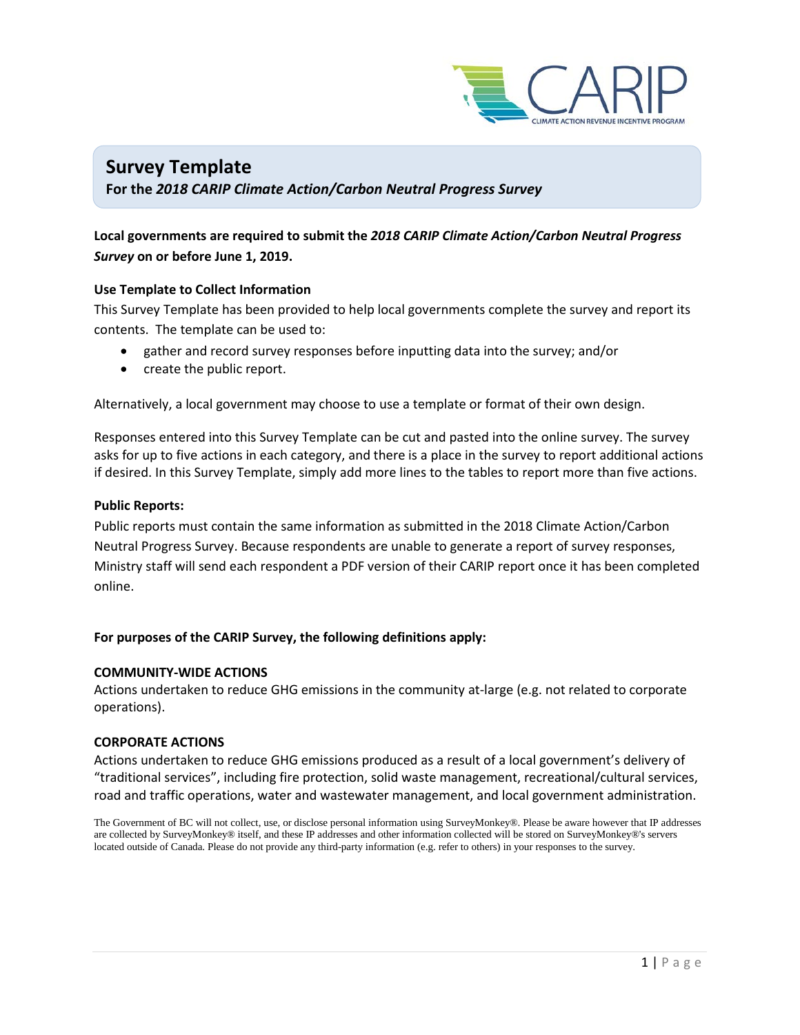# Survey Template

**For the *2018 CARIP Climate Action/Carbon Neutral Progress Survey***

**Local governments are required to submit the *2018 CARIP Climate Action/Carbon Neutral Progress Survey* on or before June 1, 2019.**

### Use Template to Collect Information

This Survey Template has been provided to help local governments complete the survey and report its contents. The template can be used to:

- gather and record survey responses before inputting data into the survey; and/or
- create the public report.

Alternatively, a local government may choose to use a template or format of their own design.

Responses entered into this Survey Template can be cut and pasted into the online survey. The survey asks for up to five actions in each category, and there is a place in the survey to report additional actions if desired. In this Survey Template, simply add more lines to the tables to report more than five actions.

### Public Reports:

Public reports must contain the same information as submitted in the 2018 Climate Action/Carbon Neutral Progress Survey. Because respondents are unable to generate a report of survey responses, Ministry staff will send each respondent a PDF version of their CARIP report once it has been completed online.

**For purposes of the CARIP Survey, the following definitions apply:**

**COMMUNITY-WIDE ACTIONS**

Actions undertaken to reduce GHG emissions in the community at-large (e.g. not related to corporate operations).

**CORPORATE ACTIONS**

Actions undertaken to reduce GHG emissions produced as a result of a local government's delivery of "traditional services", including fire protection, solid waste management, recreational/cultural services, road and traffic operations, water and wastewater management, and local government administration.

The Government of BC will not collect, use, or disclose personal information using SurveyMonkey®. Please be aware however that IP addresses are collected by SurveyMonkey® itself, and these IP addresses and other information collected will be stored on SurveyMonkey®'s servers located outside of Canada. Please do not provide any third-party information (e.g. refer to others) in your responses to the survey.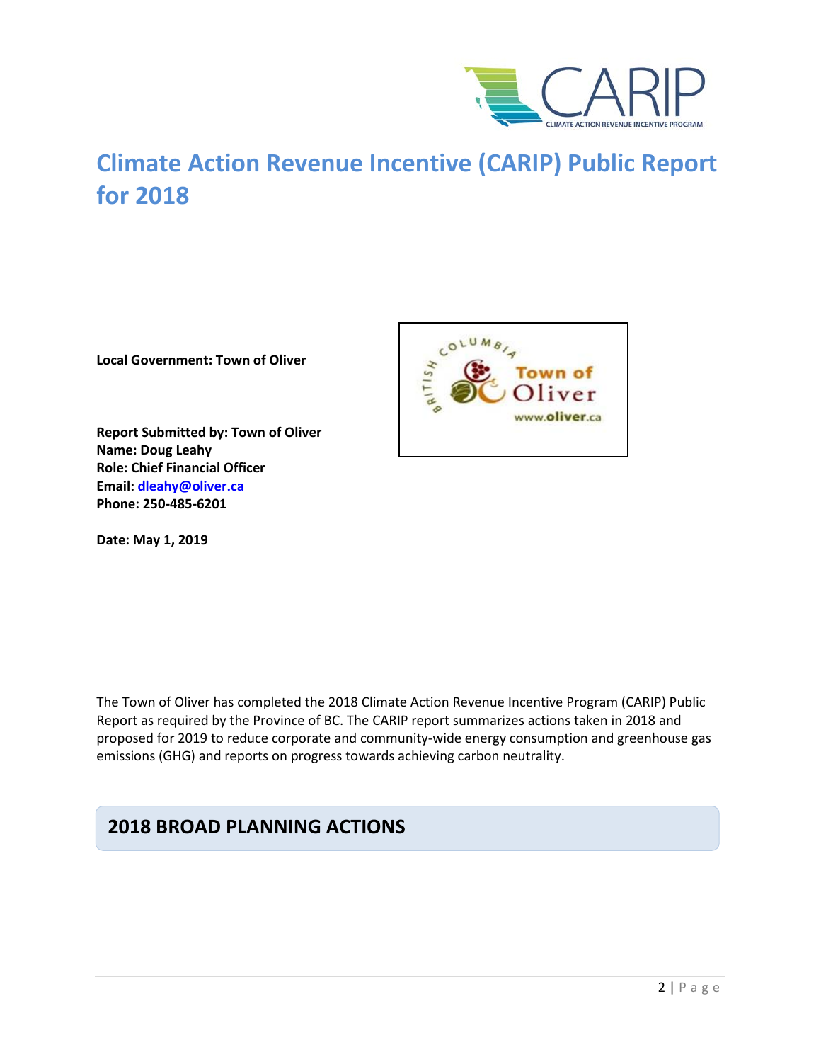# Climate Action Revenue Incentive (CARIP) Public Report for 2018

**Local Government: Town of Oliver**

**Report Submitted by: Town of Oliver**
**Name: Doug Leahy**
**Role: Chief Financial Officer**
**Email: dleahy@oliver.ca**
**Phone: 250-485-6201**

**Date: May 1, 2019**

The Town of Oliver has completed the 2018 Climate Action Revenue Incentive Program (CARIP) Public Report as required by the Province of BC. The CARIP report summarizes actions taken in 2018 and proposed for 2019 to reduce corporate and community-wide energy consumption and greenhouse gas emissions (GHG) and reports on progress towards achieving carbon neutrality.

## 2018 BROAD PLANNING ACTIONS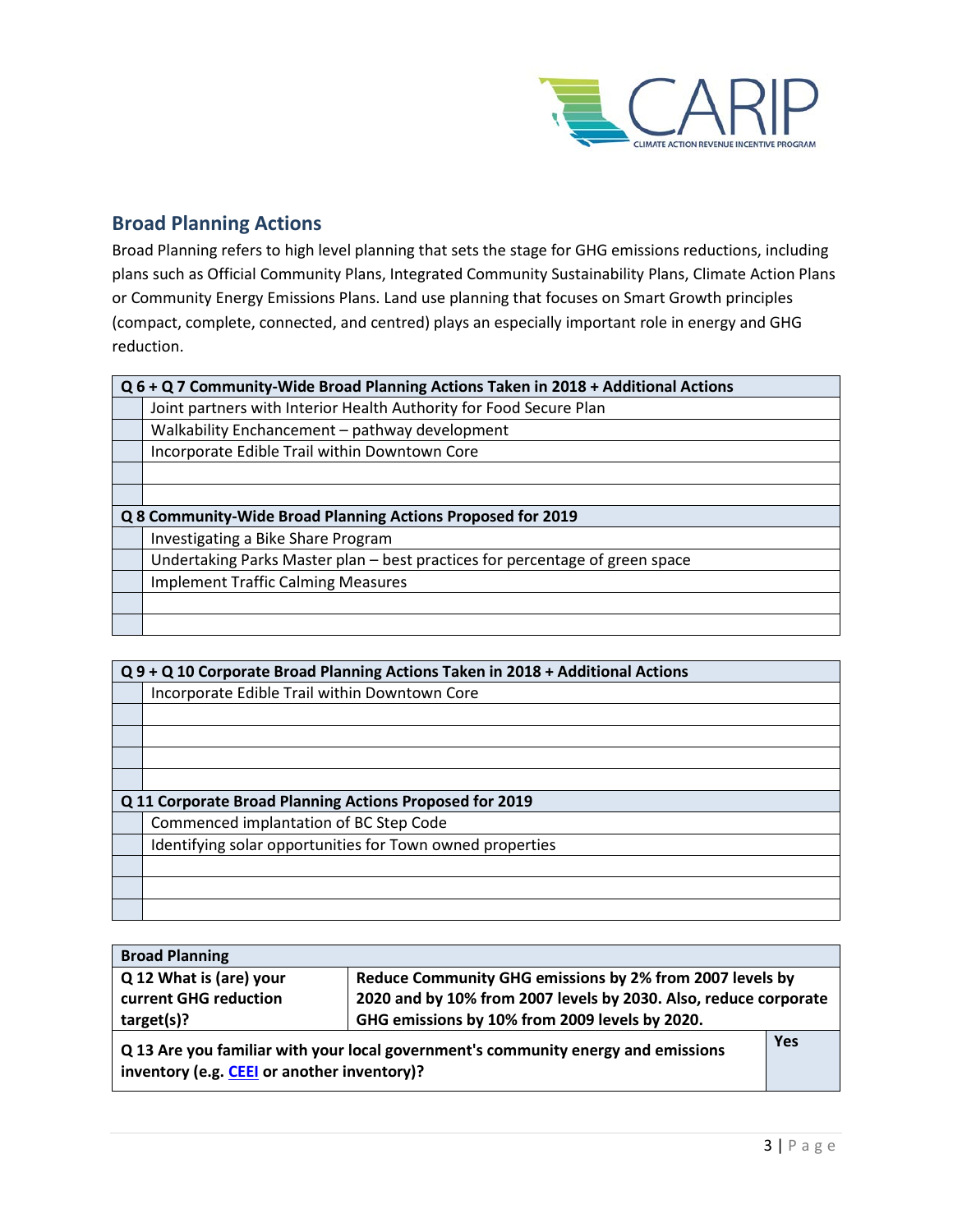## Broad Planning Actions

Broad Planning refers to high level planning that sets the stage for GHG emissions reductions, including plans such as Official Community Plans, Integrated Community Sustainability Plans, Climate Action Plans or Community Energy Emissions Plans. Land use planning that focuses on Smart Growth principles (compact, complete, connected, and centred) plays an especially important role in energy and GHG reduction.

| | Q 6 + Q 7 Community-Wide Broad Planning Actions Taken in 2018 + Additional Actions |
|---|---|
| | Joint partners with Interior Health Authority for Food Secure Plan |
| | Walkability Enchancement – pathway development |
| | Incorporate Edible Trail within Downtown Core |
| | |
| | |
| | **Q 8 Community-Wide Broad Planning Actions Proposed for 2019** |
| | Investigating a Bike Share Program |
| | Undertaking Parks Master plan – best practices for percentage of green space |
| | Implement Traffic Calming Measures |
| | |
| | |

| | Q 9 + Q 10 Corporate Broad Planning Actions Taken in 2018 + Additional Actions |
|---|---|
| | Incorporate Edible Trail within Downtown Core |
| | |
| | |
| | |
| | |
| | **Q 11 Corporate Broad Planning Actions Proposed for 2019** |
| | Commenced implantation of BC Step Code |
| | Identifying solar opportunities for Town owned properties |
| | |
| | |
| | |

| Broad Planning | | |
|---|---|---|
| **Q 12 What is (are) your current GHG reduction target(s)?** | **Reduce Community GHG emissions by 2% from 2007 levels by 2020 and by 10% from 2007 levels by 2030. Also, reduce corporate GHG emissions by 10% from 2009 levels by 2020.** | |
| **Q 13 Are you familiar with your local government's community energy and emissions inventory (e.g. CEEI or another inventory)?** | | **Yes** |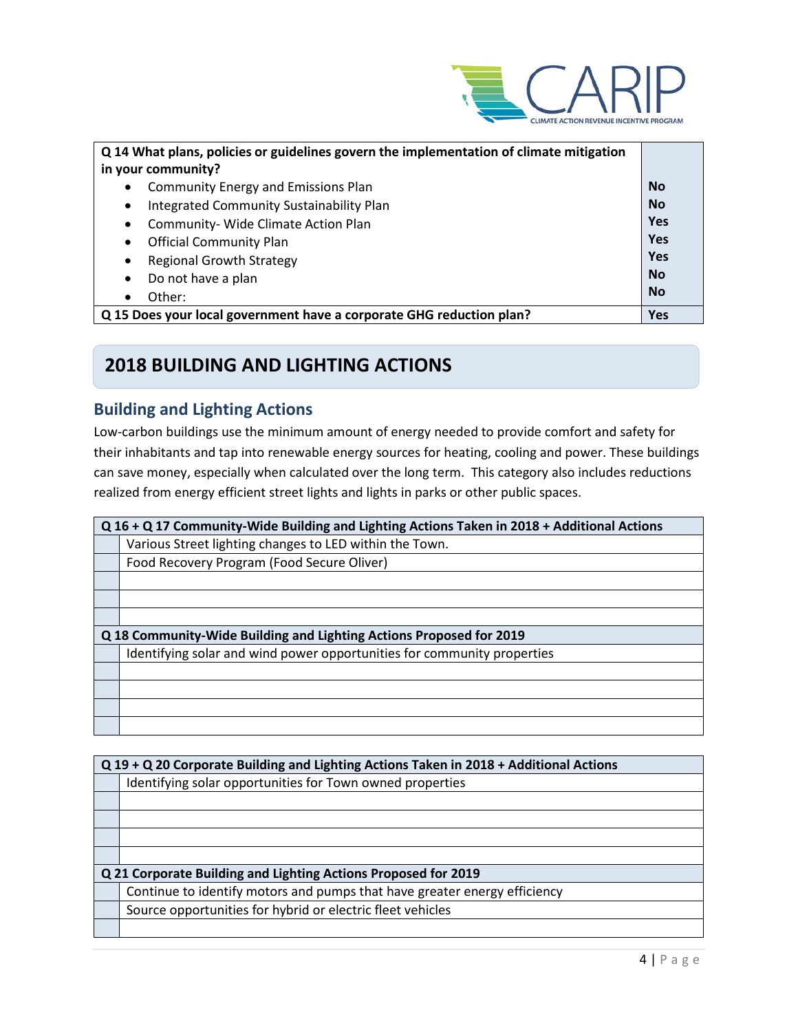| Q 14 What plans, policies or guidelines govern the implementation of climate mitigation in your community? | |
| --- | --- |
| • Community Energy and Emissions Plan | **No** |
| • Integrated Community Sustainability Plan | **No** |
| • Community- Wide Climate Action Plan | **Yes** |
| • Official Community Plan | **Yes** |
| • Regional Growth Strategy | **Yes** |
| • Do not have a plan | **No** |
| • Other: | **No** |
| **Q 15 Does your local government have a corporate GHG reduction plan?** | **Yes** |

## 2018 BUILDING AND LIGHTING ACTIONS

### Building and Lighting Actions

Low-carbon buildings use the minimum amount of energy needed to provide comfort and safety for their inhabitants and tap into renewable energy sources for heating, cooling and power. These buildings can save money, especially when calculated over the long term. This category also includes reductions realized from energy efficient street lights and lights in parks or other public spaces.

| | Q 16 + Q 17 Community-Wide Building and Lighting Actions Taken in 2018 + Additional Actions |
| --- | --- |
| | Various Street lighting changes to LED within the Town. |
| | Food Recovery Program (Food Secure Oliver) |
| | |
| | |
| | |
| | **Q 18 Community-Wide Building and Lighting Actions Proposed for 2019** |
| | Identifying solar and wind power opportunities for community properties |
| | |
| | |
| | |
| | |

| | Q 19 + Q 20 Corporate Building and Lighting Actions Taken in 2018 + Additional Actions |
| --- | --- |
| | Identifying solar opportunities for Town owned properties |
| | |
| | |
| | |
| | |
| | **Q 21 Corporate Building and Lighting Actions Proposed for 2019** |
| | Continue to identify motors and pumps that have greater energy efficiency |
| | Source opportunities for hybrid or electric fleet vehicles |
| | |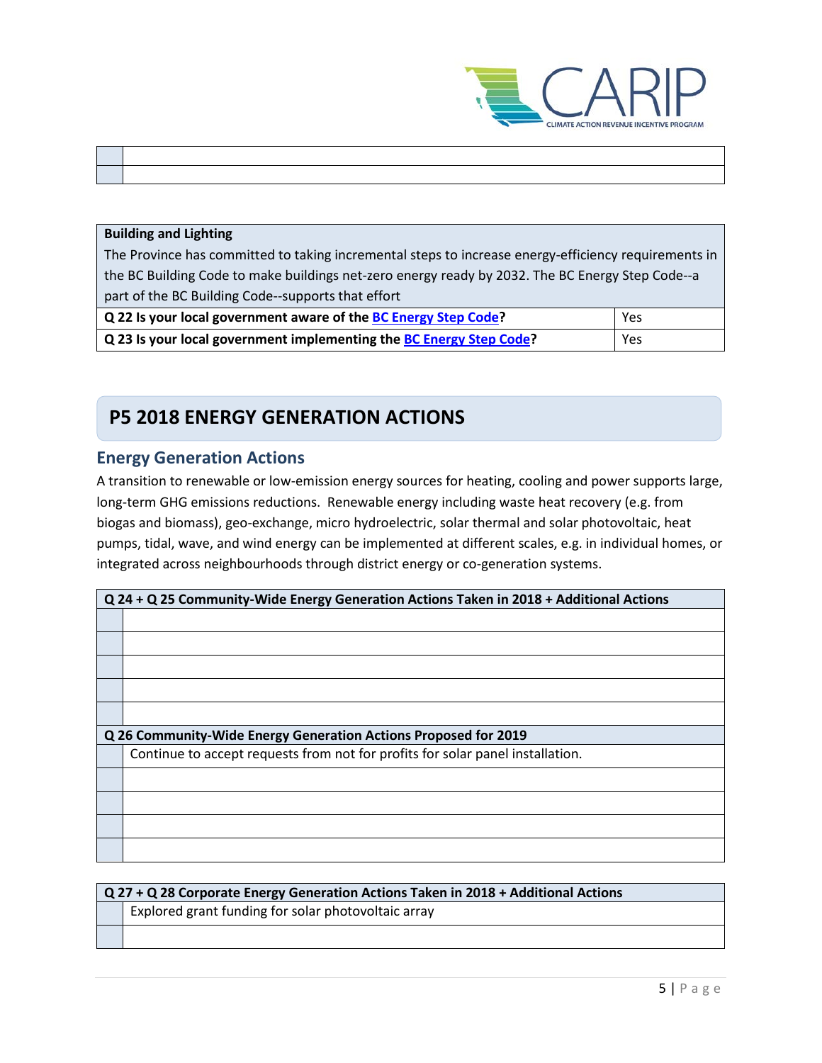| | |
|---|---|
| | |
| | |

| **Building and Lighting**<br>The Province has committed to taking incremental steps to increase energy-efficiency requirements in the BC Building Code to make buildings net-zero energy ready by 2032. The BC Energy Step Code--a part of the BC Building Code--supports that effort | |
|---|---|
| **Q 22 Is your local government aware of the BC Energy Step Code?** | Yes |
| **Q 23 Is your local government implementing the BC Energy Step Code?** | Yes |

## P5 2018 ENERGY GENERATION ACTIONS

### Energy Generation Actions

A transition to renewable or low-emission energy sources for heating, cooling and power supports large, long-term GHG emissions reductions. Renewable energy including waste heat recovery (e.g. from biogas and biomass), geo-exchange, micro hydroelectric, solar thermal and solar photovoltaic, heat pumps, tidal, wave, and wind energy can be implemented at different scales, e.g. in individual homes, or integrated across neighbourhoods through district energy or co-generation systems.

| **Q 24 + Q 25 Community-Wide Energy Generation Actions Taken in 2018 + Additional Actions** | |
|---|---|
| | |
| | |
| | |
| | |
| | |
| **Q 26 Community-Wide Energy Generation Actions Proposed for 2019** | |
| | Continue to accept requests from not for profits for solar panel installation. |
| | |
| | |
| | |
| | |

| **Q 27 + Q 28 Corporate Energy Generation Actions Taken in 2018 + Additional Actions** | |
|---|---|
| | Explored grant funding for solar photovoltaic array |
| | |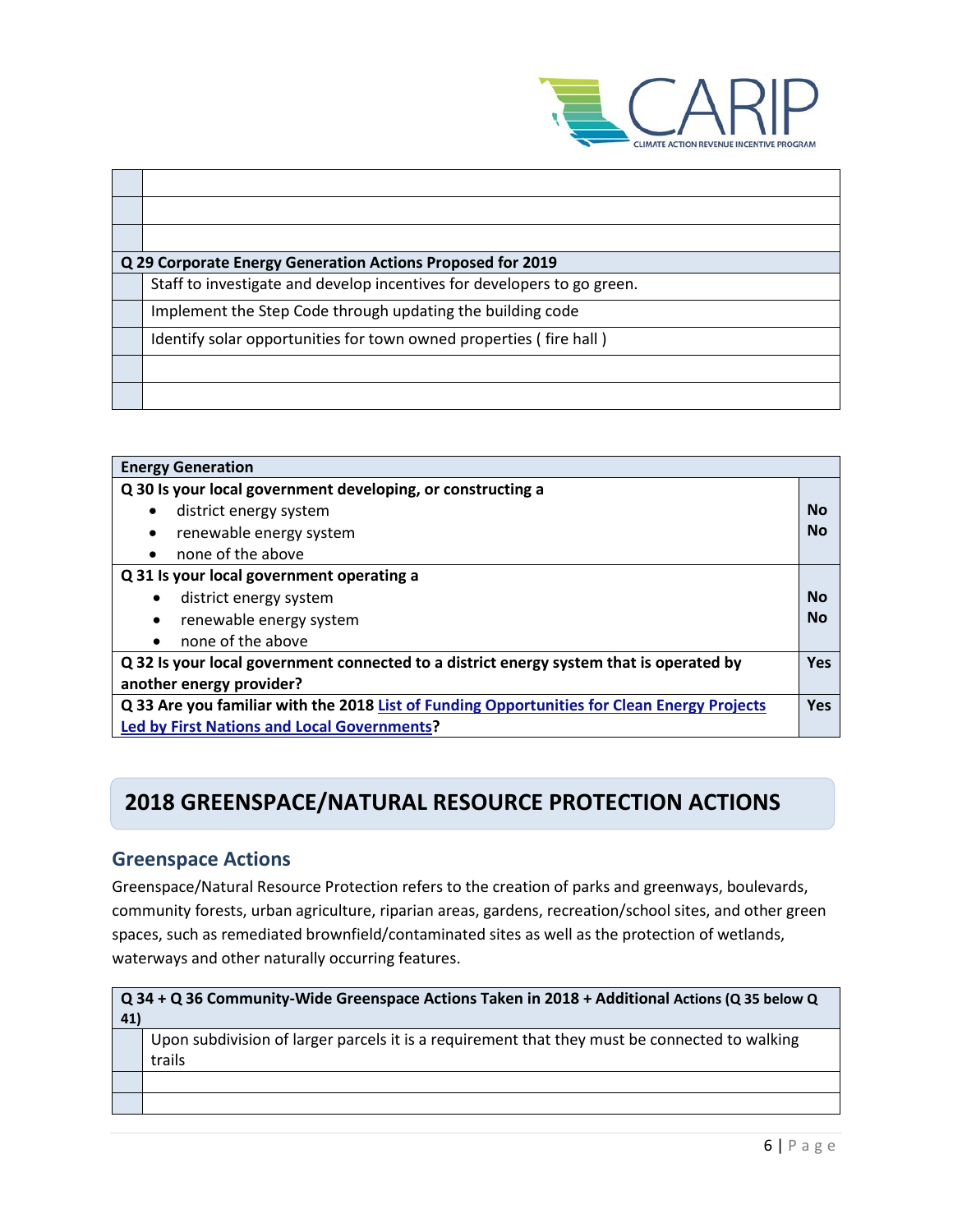| | |
|---|---|
| | |
| | |
| | |

| **Q 29 Corporate Energy Generation Actions Proposed for 2019** | |
|---|---|
| | Staff to investigate and develop incentives for developers to go green. |
| | Implement the Step Code through updating the building code |
| | Identify solar opportunities for town owned properties ( fire hall ) |
| | |
| | |

| **Energy Generation** | |
|---|---|
| **Q 30 Is your local government developing, or constructing a**<br>• district energy system<br>• renewable energy system<br>• none of the above | <br>**No**<br>**No** |
| **Q 31 Is your local government operating a**<br>• district energy system<br>• renewable energy system<br>• none of the above | <br>**No**<br>**No** |
| **Q 32 Is your local government connected to a district energy system that is operated by another energy provider?** | **Yes** |
| **Q 33 Are you familiar with the 2018 List of Funding Opportunities for Clean Energy Projects Led by First Nations and Local Governments?** | **Yes** |

## 2018 GREENSPACE/NATURAL RESOURCE PROTECTION ACTIONS

### Greenspace Actions

Greenspace/Natural Resource Protection refers to the creation of parks and greenways, boulevards, community forests, urban agriculture, riparian areas, gardens, recreation/school sites, and other green spaces, such as remediated brownfield/contaminated sites as well as the protection of wetlands, waterways and other naturally occurring features.

| **Q 34 + Q 36 Community-Wide Greenspace Actions Taken in 2018 + Additional Actions (Q 35 below Q 41)** | |
|---|---|
| | Upon subdivision of larger parcels it is a requirement that they must be connected to walking trails |
| | |
| | |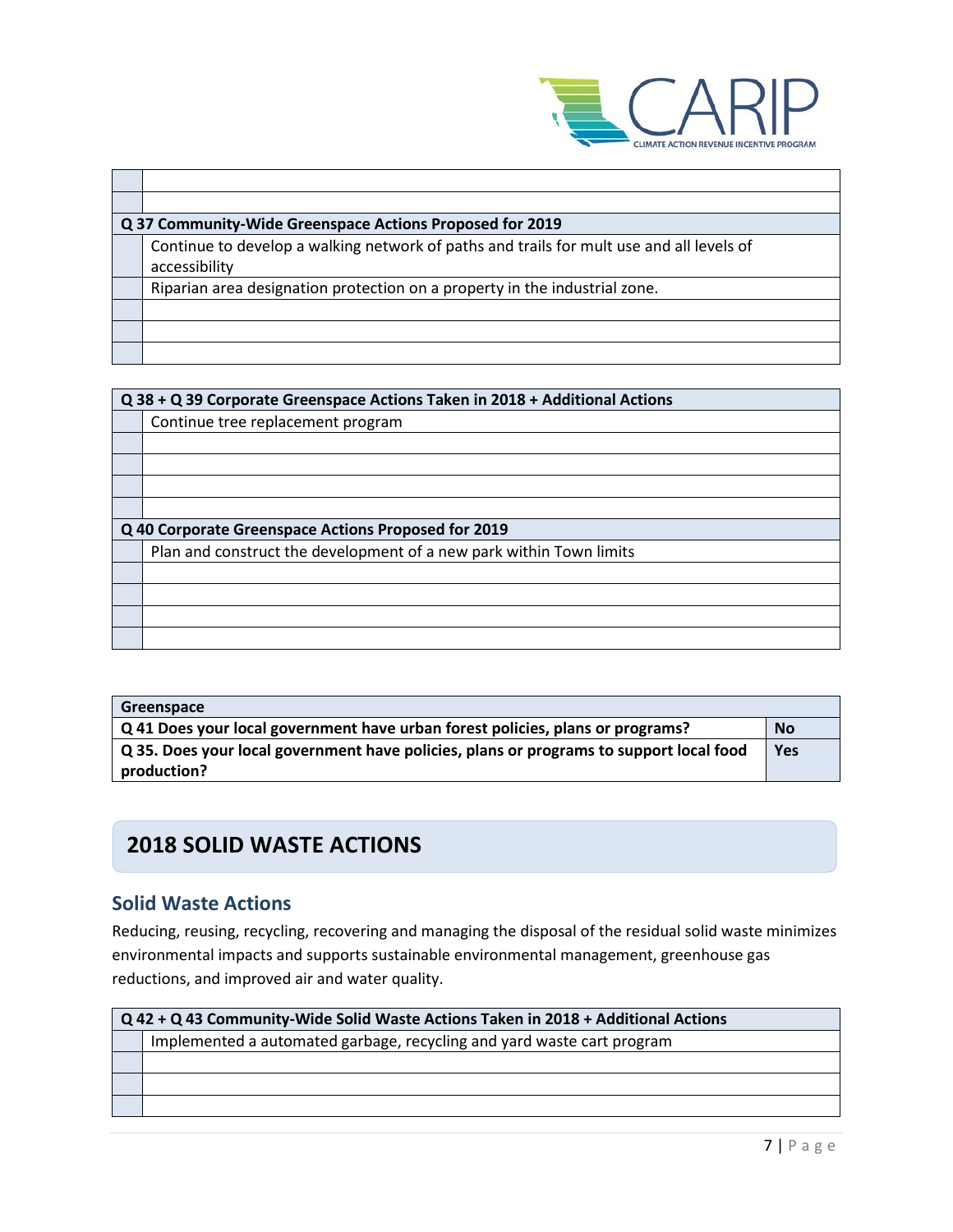| | |
|---|---|
| | |
| | |

| Q 37 Community-Wide Greenspace Actions Proposed for 2019 | |
|---|---|
| | Continue to develop a walking network of paths and trails for mult use and all levels of accessibility |
| | Riparian area designation protection on a property in the industrial zone. |
| | |
| | |
| | |

| Q 38 + Q 39 Corporate Greenspace Actions Taken in 2018 + Additional Actions | |
|---|---|
| | Continue tree replacement program |
| | |
| | |
| | |
| | |
| **Q 40 Corporate Greenspace Actions Proposed for 2019** | |
| | Plan and construct the development of a new park within Town limits |
| | |
| | |
| | |
| | |

| Greenspace | |
|---|---|
| **Q 41 Does your local government have urban forest policies, plans or programs?** | **No** |
| **Q 35. Does your local government have policies, plans or programs to support local food production?** | **Yes** |

## 2018 SOLID WASTE ACTIONS

### Solid Waste Actions

Reducing, reusing, recycling, recovering and managing the disposal of the residual solid waste minimizes environmental impacts and supports sustainable environmental management, greenhouse gas reductions, and improved air and water quality.

| Q 42 + Q 43 Community-Wide Solid Waste Actions Taken in 2018 + Additional Actions | |
|---|---|
| | Implemented a automated garbage, recycling and yard waste cart program |
| | |
| | |
| | |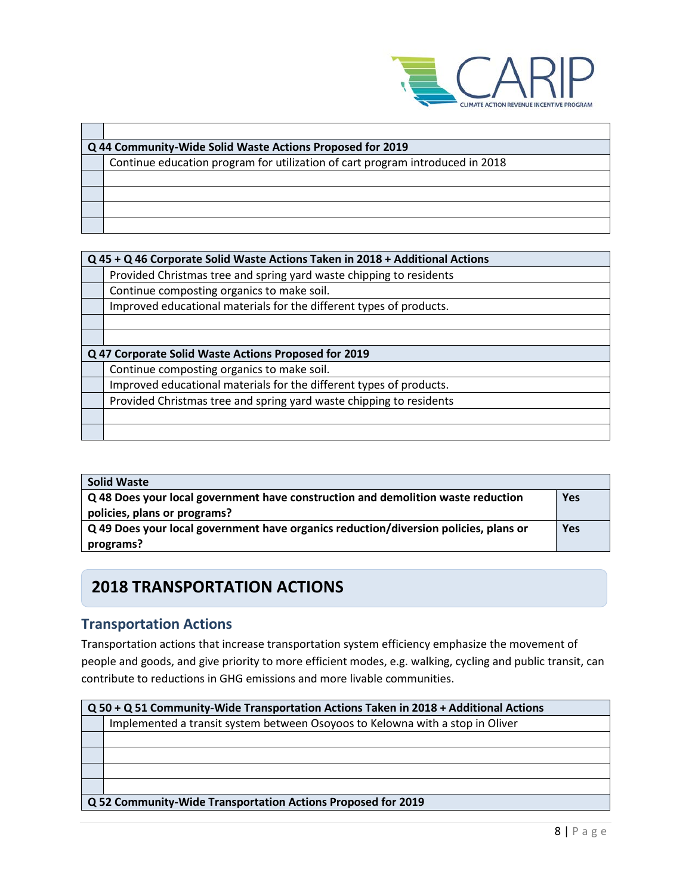| | |
|---|---|
| | |
| **Q 44 Community-Wide Solid Waste Actions Proposed for 2019** | |
| | Continue education program for utilization of cart program introduced in 2018 |
| | |
| | |
| | |
| | |

| **Q 45 + Q 46 Corporate Solid Waste Actions Taken in 2018 + Additional Actions** | |
|---|---|
| | Provided Christmas tree and spring yard waste chipping to residents |
| | Continue composting organics to make soil. |
| | Improved educational materials for the different types of products. |
| | |
| | |
| **Q 47 Corporate Solid Waste Actions Proposed for 2019** | |
| | Continue composting organics to make soil. |
| | Improved educational materials for the different types of products. |
| | Provided Christmas tree and spring yard waste chipping to residents |
| | |
| | |

| **Solid Waste** | |
|---|---|
| **Q 48 Does your local government have construction and demolition waste reduction policies, plans or programs?** | **Yes** |
| **Q 49 Does your local government have organics reduction/diversion policies, plans or programs?** | **Yes** |

## 2018 TRANSPORTATION ACTIONS

### Transportation Actions

Transportation actions that increase transportation system efficiency emphasize the movement of people and goods, and give priority to more efficient modes, e.g. walking, cycling and public transit, can contribute to reductions in GHG emissions and more livable communities.

| **Q 50 + Q 51 Community-Wide Transportation Actions Taken in 2018 + Additional Actions** | |
|---|---|
| | Implemented a transit system between Osoyoos to Kelowna with a stop in Oliver |
| | |
| | |
| | |
| | |
| **Q 52 Community-Wide Transportation Actions Proposed for 2019** | |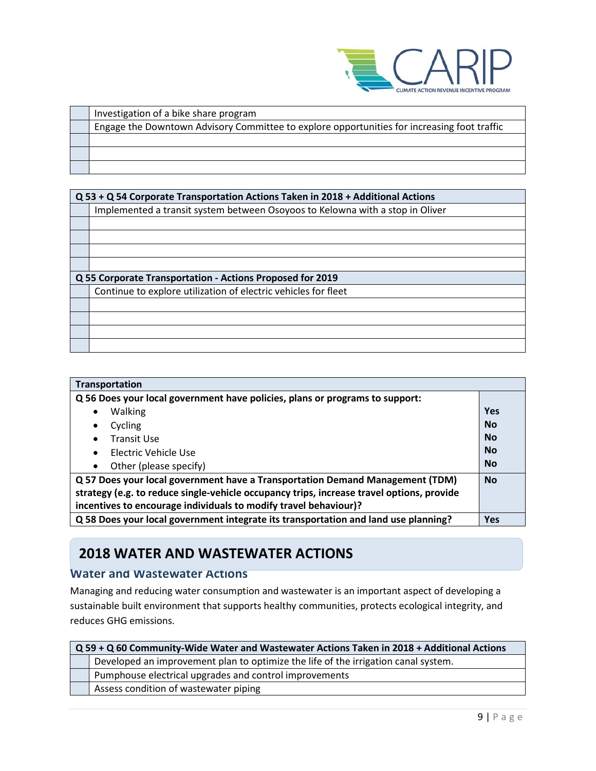| | |
|---|---|
| | Investigation of a bike share program |
| | Engage the Downtown Advisory Committee to explore opportunities for increasing foot traffic |
| | |
| | |
| | |

| **Q 53 + Q 54 Corporate Transportation Actions Taken in 2018 + Additional Actions** | |
|---|---|
| | Implemented a transit system between Osoyoos to Kelowna with a stop in Oliver |
| | |
| | |
| | |
| | |
| **Q 55 Corporate Transportation - Actions Proposed for 2019** | |
| | Continue to explore utilization of electric vehicles for fleet |
| | |
| | |
| | |
| | |

| **Transportation** | |
|---|---|
| **Q 56 Does your local government have policies, plans or programs to support:** | |
| • Walking | **Yes** |
| • Cycling | **No** |
| • Transit Use | **No** |
| • Electric Vehicle Use | **No** |
| • Other (please specify) | **No** |
| **Q 57 Does your local government have a Transportation Demand Management (TDM) strategy (e.g. to reduce single-vehicle occupancy trips, increase travel options, provide incentives to encourage individuals to modify travel behaviour)?** | **No** |
| **Q 58 Does your local government integrate its transportation and land use planning?** | **Yes** |

## 2018 WATER AND WASTEWATER ACTIONS

### Water and Wastewater Actions

Managing and reducing water consumption and wastewater is an important aspect of developing a sustainable built environment that supports healthy communities, protects ecological integrity, and reduces GHG emissions.

| **Q 59 + Q 60 Community-Wide Water and Wastewater Actions Taken in 2018 + Additional Actions** | |
|---|---|
| | Developed an improvement plan to optimize the life of the irrigation canal system. |
| | Pumphouse electrical upgrades and control improvements |
| | Assess condition of wastewater piping |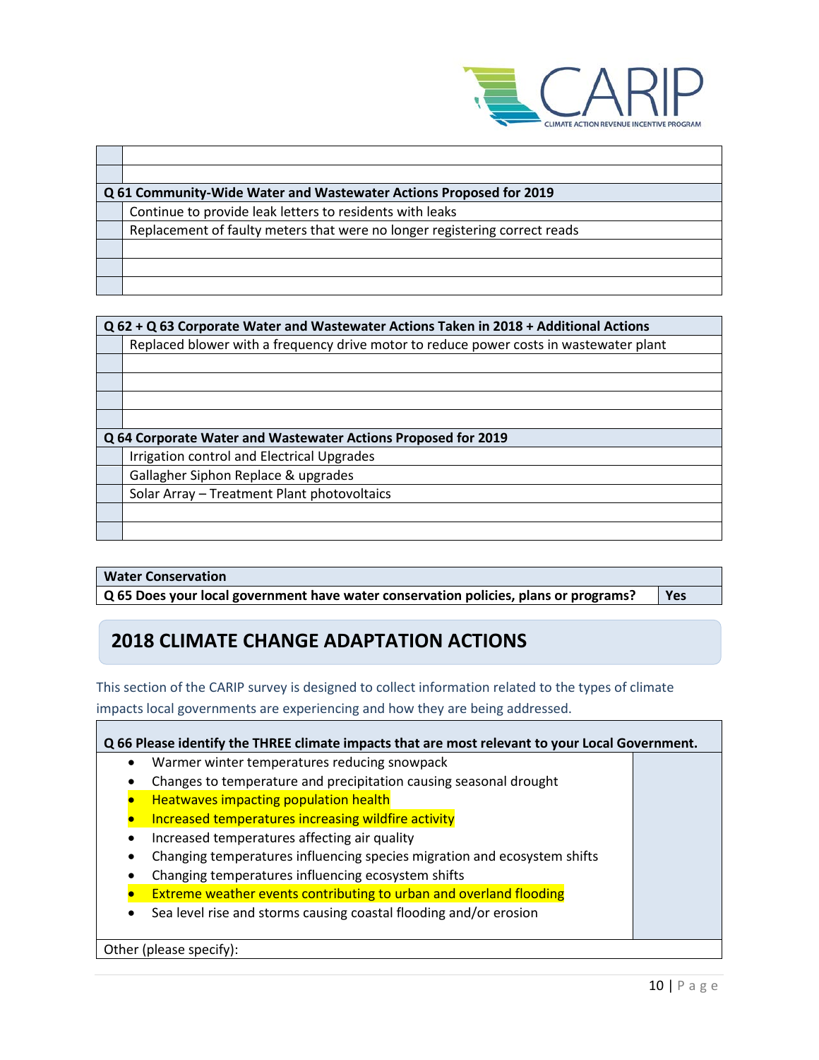| | |
|---|---|
| | |
| | |

| Q 61 Community-Wide Water and Wastewater Actions Proposed for 2019 | |
|---|---|
| | Continue to provide leak letters to residents with leaks |
| | Replacement of faulty meters that were no longer registering correct reads |
| | |
| | |
| | |

| Q 62 + Q 63 Corporate Water and Wastewater Actions Taken in 2018 + Additional Actions | |
|---|---|
| | Replaced blower with a frequency drive motor to reduce power costs in wastewater plant |
| | |
| | |
| | |
| | |
| **Q 64 Corporate Water and Wastewater Actions Proposed for 2019** | |
| | Irrigation control and Electrical Upgrades |
| | Gallagher Siphon Replace & upgrades |
| | Solar Array – Treatment Plant photovoltaics |
| | |
| | |

| Water Conservation | |
|---|---|
| **Q 65 Does your local government have water conservation policies, plans or programs?** | **Yes** |

## 2018 CLIMATE CHANGE ADAPTATION ACTIONS

This section of the CARIP survey is designed to collect information related to the types of climate impacts local governments are experiencing and how they are being addressed.

**Q 66 Please identify the THREE climate impacts that are most relevant to your Local Government.**

- Warmer winter temperatures reducing snowpack
- Changes to temperature and precipitation causing seasonal drought
- Heatwaves impacting population health
- Increased temperatures increasing wildfire activity
- Increased temperatures affecting air quality
- Changing temperatures influencing species migration and ecosystem shifts
- Changing temperatures influencing ecosystem shifts
- Extreme weather events contributing to urban and overland flooding
- Sea level rise and storms causing coastal flooding and/or erosion

Other (please specify):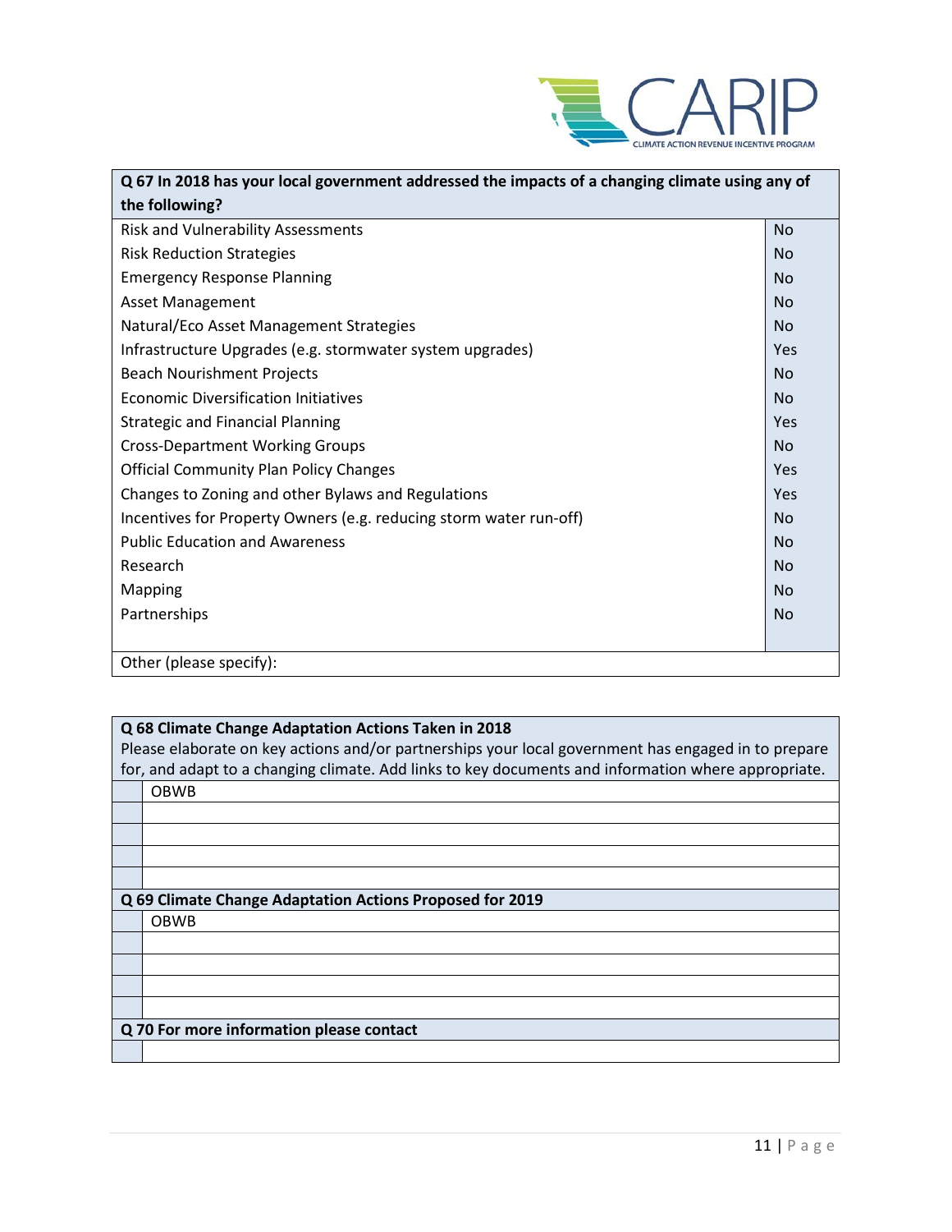| Q 67 In 2018 has your local government addressed the impacts of a changing climate using any of the following? | |
|---|---|
| Risk and Vulnerability Assessments | No |
| Risk Reduction Strategies | No |
| Emergency Response Planning | No |
| Asset Management | No |
| Natural/Eco Asset Management Strategies | No |
| Infrastructure Upgrades (e.g. stormwater system upgrades) | Yes |
| Beach Nourishment Projects | No |
| Economic Diversification Initiatives | No |
| Strategic and Financial Planning | Yes |
| Cross-Department Working Groups | No |
| Official Community Plan Policy Changes | Yes |
| Changes to Zoning and other Bylaws and Regulations | Yes |
| Incentives for Property Owners (e.g. reducing storm water run-off) | No |
| Public Education and Awareness | No |
| Research | No |
| Mapping | No |
| Partnerships | No |
| Other (please specify): | |

| **Q 68 Climate Change Adaptation Actions Taken in 2018** Please elaborate on key actions and/or partnerships your local government has engaged in to prepare for, and adapt to a changing climate. Add links to key documents and information where appropriate. | |
|---|---|
| | OBWB |
| | |
| | |
| | |
| | |

| **Q 69 Climate Change Adaptation Actions Proposed for 2019** | |
|---|---|
| | OBWB |
| | |
| | |
| | |
| | |

| **Q 70 For more information please contact** | |
|---|---|
| | |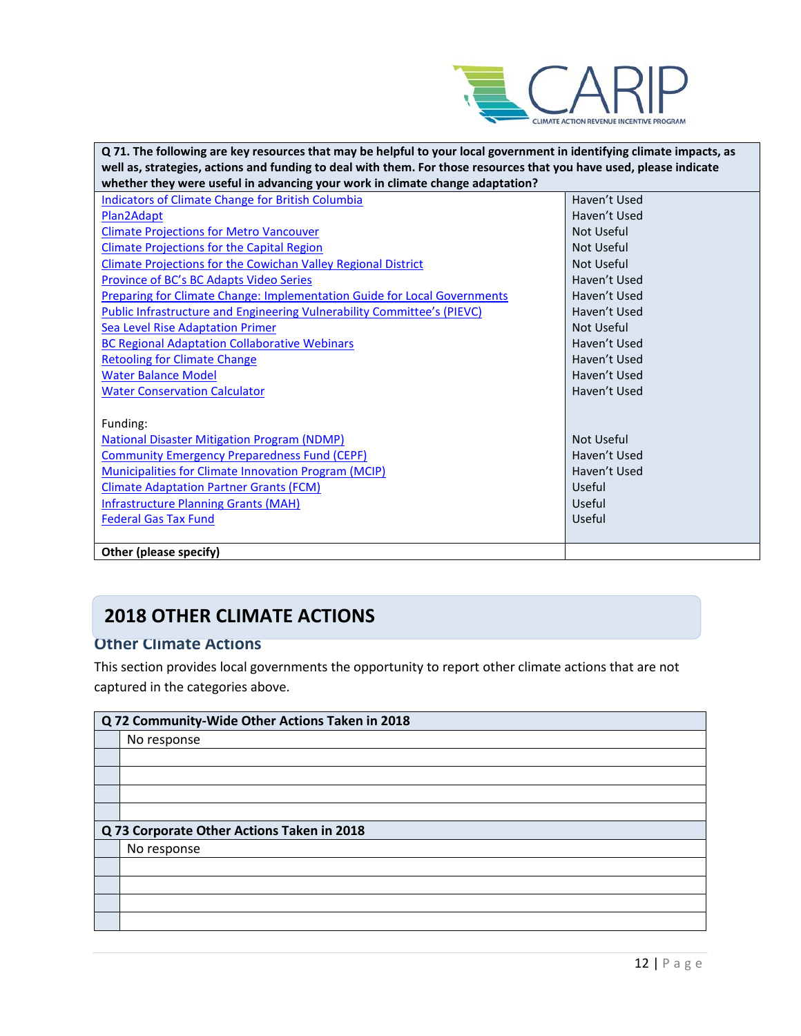| Q 71. The following are key resources that may be helpful to your local government in identifying climate impacts, as well as, strategies, actions and funding to deal with them. For those resources that you have used, please indicate whether they were useful in advancing your work in climate change adaptation? | |
|---|---|
| Indicators of Climate Change for British Columbia | Haven't Used |
| Plan2Adapt | Haven't Used |
| Climate Projections for Metro Vancouver | Not Useful |
| Climate Projections for the Capital Region | Not Useful |
| Climate Projections for the Cowichan Valley Regional District | Not Useful |
| Province of BC's BC Adapts Video Series | Haven't Used |
| Preparing for Climate Change: Implementation Guide for Local Governments | Haven't Used |
| Public Infrastructure and Engineering Vulnerability Committee's (PIEVC) | Haven't Used |
| Sea Level Rise Adaptation Primer | Not Useful |
| BC Regional Adaptation Collaborative Webinars | Haven't Used |
| Retooling for Climate Change | Haven't Used |
| Water Balance Model | Haven't Used |
| Water Conservation Calculator | Haven't Used |
| Funding: | |
| National Disaster Mitigation Program (NDMP) | Not Useful |
| Community Emergency Preparedness Fund (CEPF) | Haven't Used |
| Municipalities for Climate Innovation Program (MCIP) | Haven't Used |
| Climate Adaptation Partner Grants (FCM) | Useful |
| Infrastructure Planning Grants (MAH) | Useful |
| Federal Gas Tax Fund | Useful |
| **Other (please specify)** | |

# 2018 OTHER CLIMATE ACTIONS

## Other Climate Actions

This section provides local governments the opportunity to report other climate actions that are not captured in the categories above.

| | **Q 72 Community-Wide Other Actions Taken in 2018** |
|---|---|
| | No response |
| | |
| | |
| | |
| | |

| | **Q 73 Corporate Other Actions Taken in 2018** |
|---|---|
| | No response |
| | |
| | |
| | |
| | |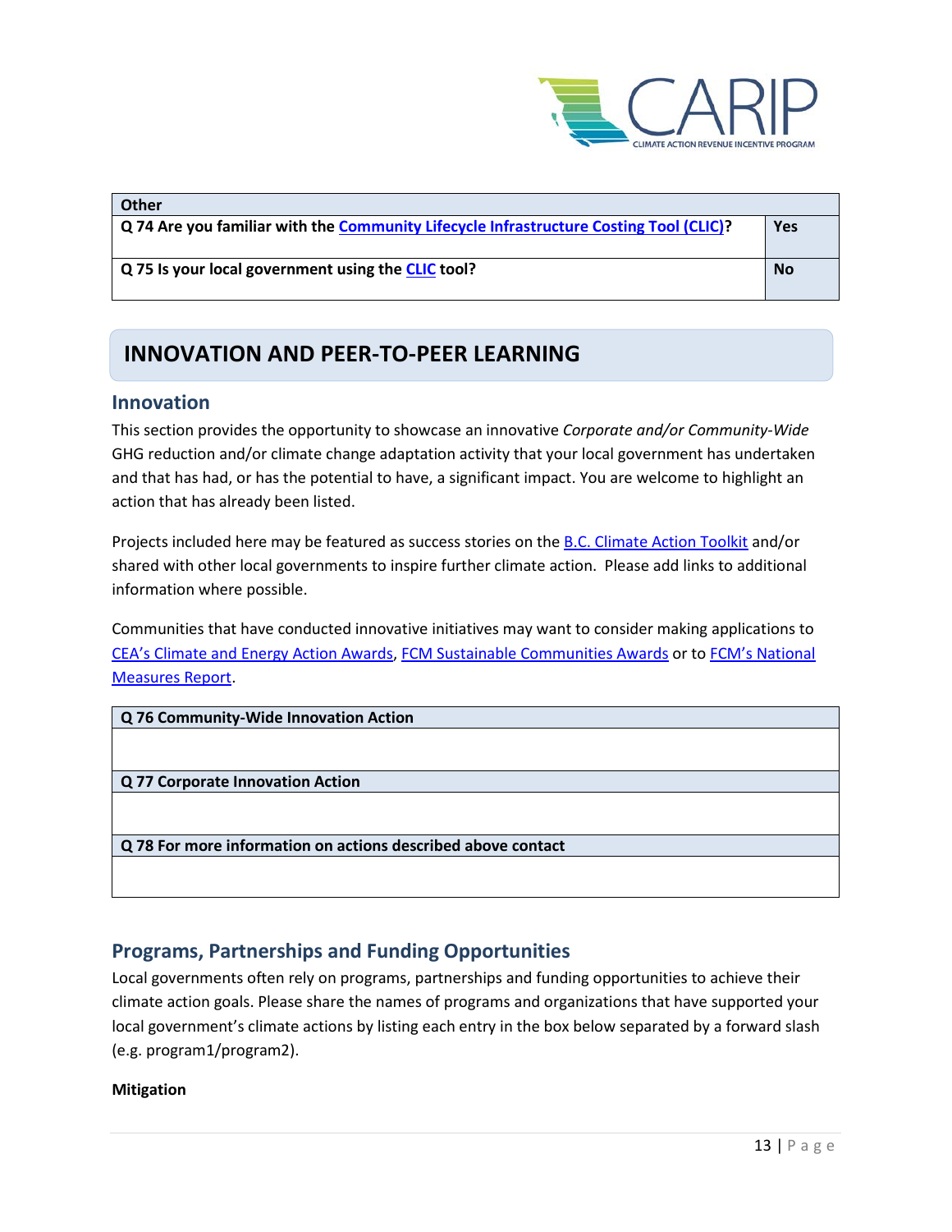| Other | |
|---|---|
| **Q 74 Are you familiar with the Community Lifecycle Infrastructure Costing Tool (CLIC)?** | **Yes** |
| **Q 75 Is your local government using the CLIC tool?** | **No** |

# INNOVATION AND PEER-TO-PEER LEARNING

## Innovation

This section provides the opportunity to showcase an innovative *Corporate and/or Community-Wide* GHG reduction and/or climate change adaptation activity that your local government has undertaken and that has had, or has the potential to have, a significant impact. You are welcome to highlight an action that has already been listed.

Projects included here may be featured as success stories on the B.C. Climate Action Toolkit and/or shared with other local governments to inspire further climate action. Please add links to additional information where possible.

Communities that have conducted innovative initiatives may want to consider making applications to CEA's Climate and Energy Action Awards, FCM Sustainable Communities Awards or to FCM's National Measures Report.

| Q 76 Community-Wide Innovation Action |
|---|
| |
| **Q 77 Corporate Innovation Action** |
| |
| **Q 78 For more information on actions described above contact** |
| |

## Programs, Partnerships and Funding Opportunities

Local governments often rely on programs, partnerships and funding opportunities to achieve their climate action goals. Please share the names of programs and organizations that have supported your local government's climate actions by listing each entry in the box below separated by a forward slash (e.g. program1/program2).

**Mitigation**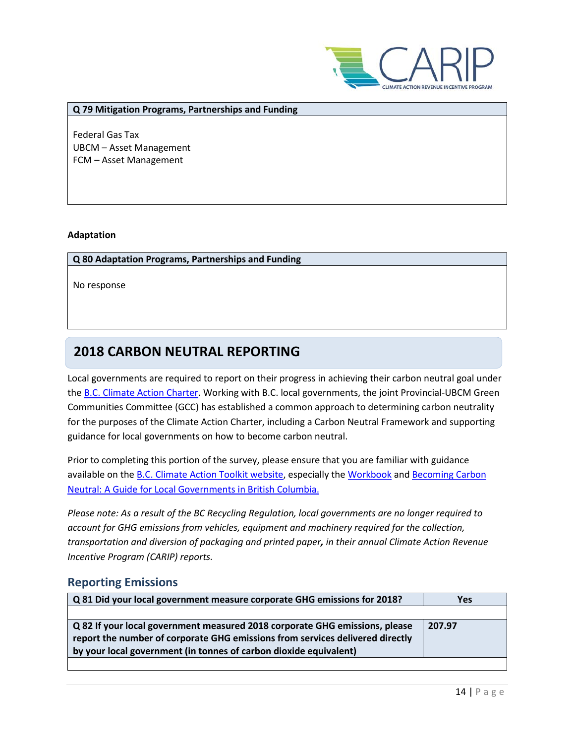| Q 79 Mitigation Programs, Partnerships and Funding |
|---|
| Federal Gas Tax<br>UBCM – Asset Management<br>FCM – Asset Management |

**Adaptation**

| Q 80 Adaptation Programs, Partnerships and Funding |
|---|
| No response |

## 2018 CARBON NEUTRAL REPORTING

Local governments are required to report on their progress in achieving their carbon neutral goal under the B.C. Climate Action Charter. Working with B.C. local governments, the joint Provincial-UBCM Green Communities Committee (GCC) has established a common approach to determining carbon neutrality for the purposes of the Climate Action Charter, including a Carbon Neutral Framework and supporting guidance for local governments on how to become carbon neutral.

Prior to completing this portion of the survey, please ensure that you are familiar with guidance available on the B.C. Climate Action Toolkit website, especially the Workbook and Becoming Carbon Neutral: A Guide for Local Governments in British Columbia.

*Please note: As a result of the BC Recycling Regulation, local governments are no longer required to account for GHG emissions from vehicles, equipment and machinery required for the collection, transportation and diversion of packaging and printed paper, in their annual Climate Action Revenue Incentive Program (CARIP) reports.*

### Reporting Emissions

| Q 81 Did your local government measure corporate GHG emissions for 2018? | Yes |
|---|---|
| | |
| **Q 82 If your local government measured 2018 corporate GHG emissions, please report the number of corporate GHG emissions from services delivered directly by your local government (in tonnes of carbon dioxide equivalent)** | **207.97** |
| | |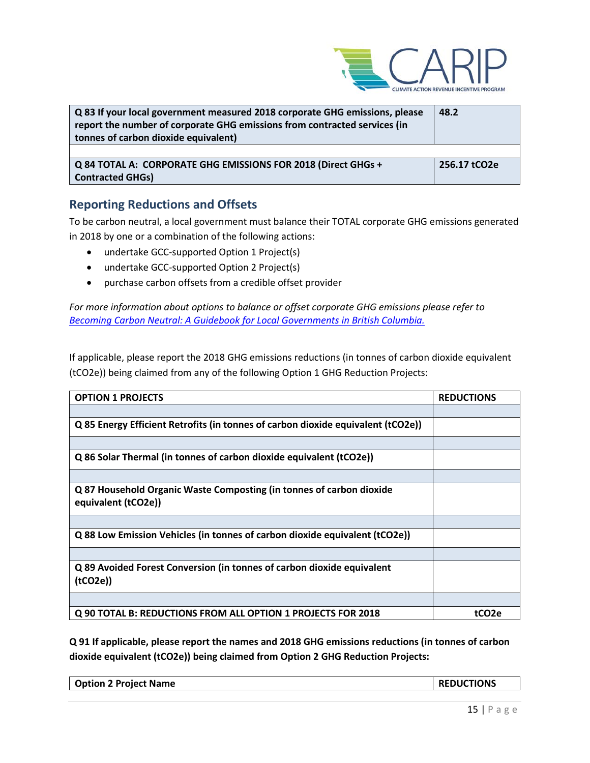| Q 83 If your local government measured 2018 corporate GHG emissions, please report the number of corporate GHG emissions from contracted services (in tonnes of carbon dioxide equivalent) | 48.2 |
|---|---|
| | |
| **Q 84 TOTAL A: CORPORATE GHG EMISSIONS FOR 2018 (Direct GHGs + Contracted GHGs)** | **256.17 tCO2e** |

## Reporting Reductions and Offsets

To be carbon neutral, a local government must balance their TOTAL corporate GHG emissions generated in 2018 by one or a combination of the following actions:

- undertake GCC-supported Option 1 Project(s)
- undertake GCC-supported Option 2 Project(s)
- purchase carbon offsets from a credible offset provider

*For more information about options to balance or offset corporate GHG emissions please refer to* *Becoming Carbon Neutral: A Guidebook for Local Governments in British Columbia.*

If applicable, please report the 2018 GHG emissions reductions (in tonnes of carbon dioxide equivalent (tCO2e)) being claimed from any of the following Option 1 GHG Reduction Projects:

| OPTION 1 PROJECTS | REDUCTIONS |
|---|---|
| | |
| **Q 85 Energy Efficient Retrofits (in tonnes of carbon dioxide equivalent (tCO2e))** | |
| | |
| **Q 86 Solar Thermal (in tonnes of carbon dioxide equivalent (tCO2e))** | |
| | |
| **Q 87 Household Organic Waste Composting (in tonnes of carbon dioxide equivalent (tCO2e))** | |
| | |
| **Q 88 Low Emission Vehicles (in tonnes of carbon dioxide equivalent (tCO2e))** | |
| | |
| **Q 89 Avoided Forest Conversion (in tonnes of carbon dioxide equivalent (tCO2e))** | |
| | |
| **Q 90 TOTAL B: REDUCTIONS FROM ALL OPTION 1 PROJECTS FOR 2018** | **tCO2e** |

**Q 91 If applicable, please report the names and 2018 GHG emissions reductions (in tonnes of carbon dioxide equivalent (tCO2e)) being claimed from Option 2 GHG Reduction Projects:**

| Option 2 Project Name | REDUCTIONS |
|---|---|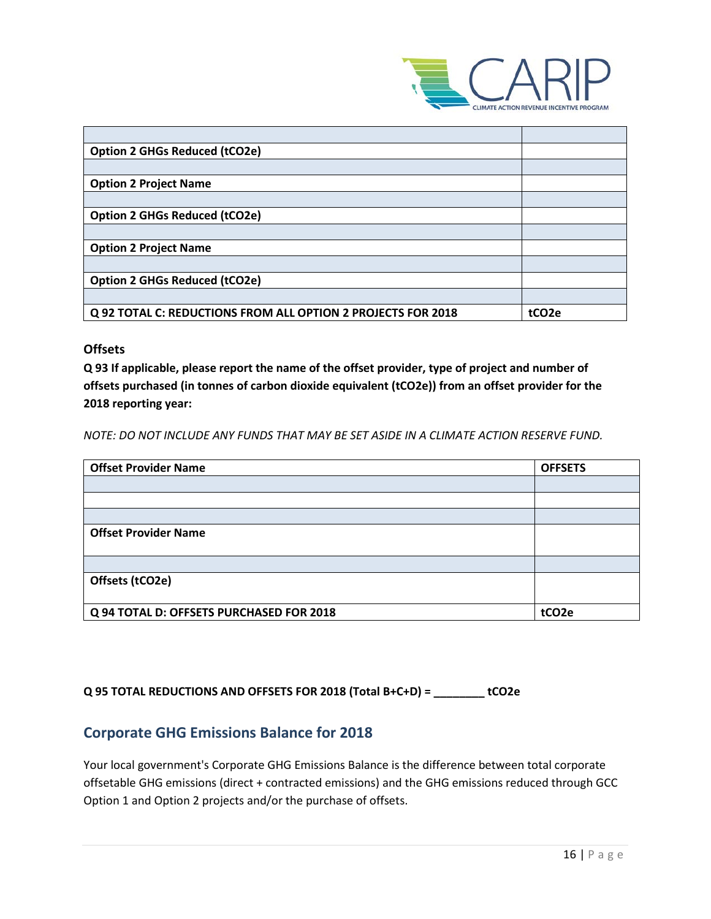| | |
|---|---|
| | |
| **Option 2 GHGs Reduced (tCO2e)** | |
| | |
| **Option 2 Project Name** | |
| | |
| **Option 2 GHGs Reduced (tCO2e)** | |
| | |
| **Option 2 Project Name** | |
| | |
| **Option 2 GHGs Reduced (tCO2e)** | |
| | |
| **Q 92 TOTAL C: REDUCTIONS FROM ALL OPTION 2 PROJECTS FOR 2018** | **tCO2e** |

**Offsets**

**Q 93 If applicable, please report the name of the offset provider, type of project and number of offsets purchased (in tonnes of carbon dioxide equivalent (tCO2e)) from an offset provider for the 2018 reporting year:**

*NOTE: DO NOT INCLUDE ANY FUNDS THAT MAY BE SET ASIDE IN A CLIMATE ACTION RESERVE FUND.*

| **Offset Provider Name** | **OFFSETS** |
|---|---|
| | |
| | |
| | |
| **Offset Provider Name** | |
| | |
| **Offsets (tCO2e)** | |
| **Q 94 TOTAL D: OFFSETS PURCHASED FOR 2018** | **tCO2e** |

**Q 95 TOTAL REDUCTIONS AND OFFSETS FOR 2018 (Total B+C+D) = ________ tCO2e**

## Corporate GHG Emissions Balance for 2018

Your local government's Corporate GHG Emissions Balance is the difference between total corporate offsetable GHG emissions (direct + contracted emissions) and the GHG emissions reduced through GCC Option 1 and Option 2 projects and/or the purchase of offsets.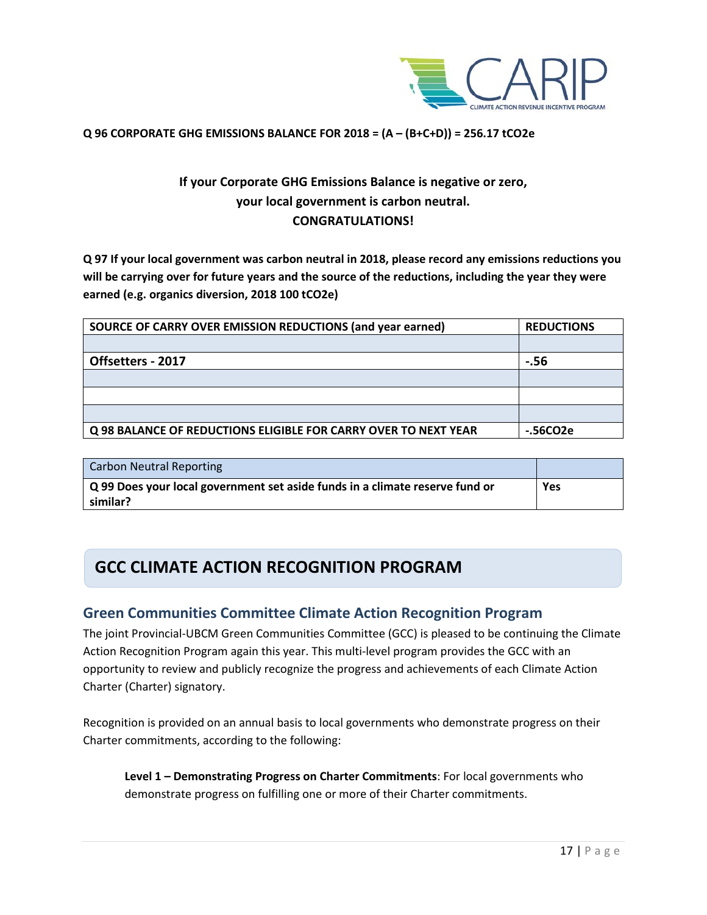**Q 96 CORPORATE GHG EMISSIONS BALANCE FOR 2018 = (A – (B+C+D)) = 256.17 tCO2e**

**If your Corporate GHG Emissions Balance is negative or zero, your local government is carbon neutral. CONGRATULATIONS!**

**Q 97 If your local government was carbon neutral in 2018, please record any emissions reductions you will be carrying over for future years and the source of the reductions, including the year they were earned (e.g. organics diversion, 2018 100 tCO2e)**

| SOURCE OF CARRY OVER EMISSION REDUCTIONS (and year earned) | REDUCTIONS |
|---|---|
| | |
| **Offsetters - 2017** | **-.56** |
| | |
| | |
| | |
| **Q 98 BALANCE OF REDUCTIONS ELIGIBLE FOR CARRY OVER TO NEXT YEAR** | **-.56CO2e** |

| Carbon Neutral Reporting | |
|---|---|
| **Q 99 Does your local government set aside funds in a climate reserve fund or similar?** | **Yes** |

# GCC CLIMATE ACTION RECOGNITION PROGRAM

## Green Communities Committee Climate Action Recognition Program

The joint Provincial-UBCM Green Communities Committee (GCC) is pleased to be continuing the Climate Action Recognition Program again this year. This multi-level program provides the GCC with an opportunity to review and publicly recognize the progress and achievements of each Climate Action Charter (Charter) signatory.

Recognition is provided on an annual basis to local governments who demonstrate progress on their Charter commitments, according to the following:

**Level 1 – Demonstrating Progress on Charter Commitments**: For local governments who demonstrate progress on fulfilling one or more of their Charter commitments.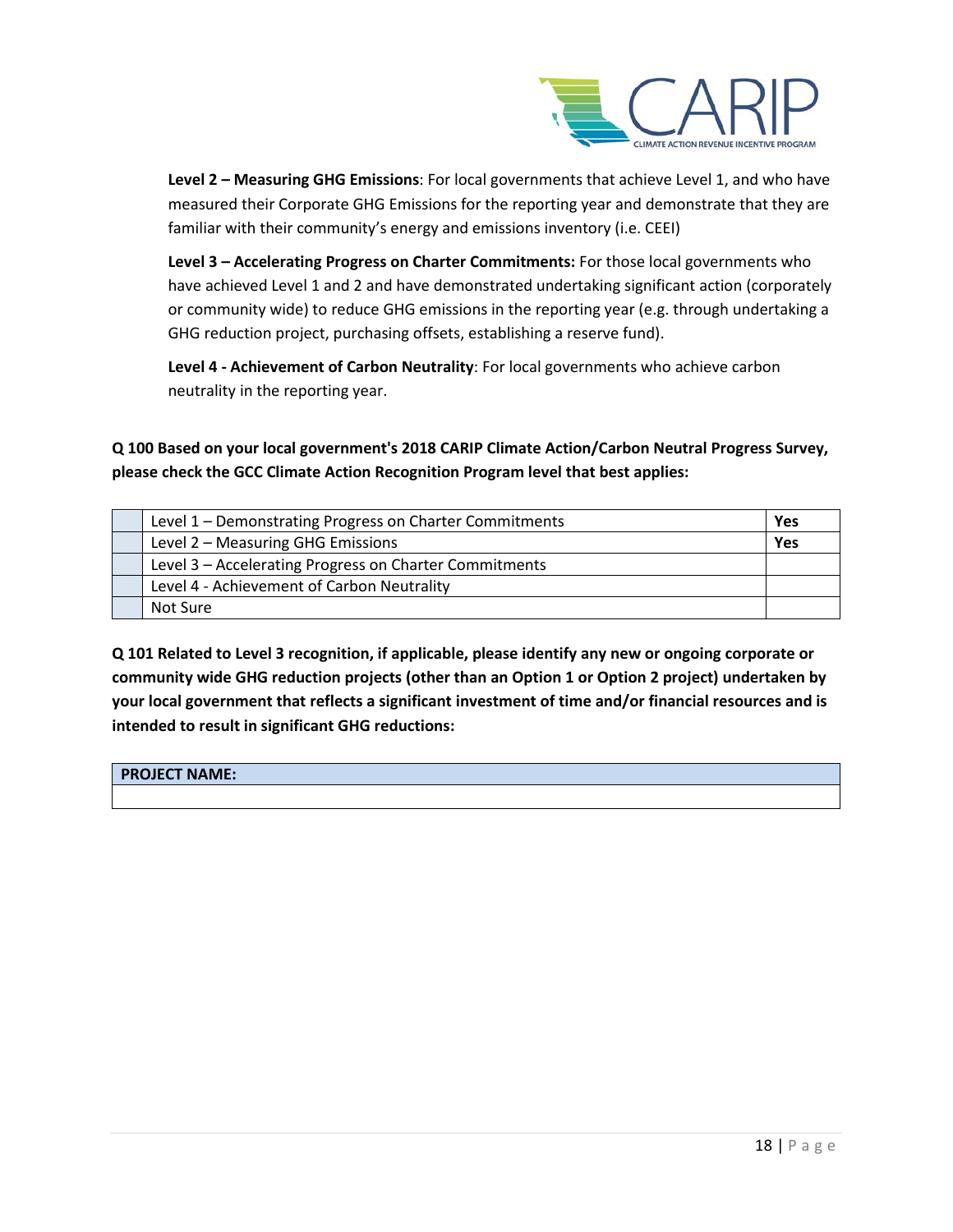**Level 2 – Measuring GHG Emissions**: For local governments that achieve Level 1, and who have measured their Corporate GHG Emissions for the reporting year and demonstrate that they are familiar with their community's energy and emissions inventory (i.e. CEEI)

**Level 3 – Accelerating Progress on Charter Commitments:** For those local governments who have achieved Level 1 and 2 and have demonstrated undertaking significant action (corporately or community wide) to reduce GHG emissions in the reporting year (e.g. through undertaking a GHG reduction project, purchasing offsets, establishing a reserve fund).

**Level 4 - Achievement of Carbon Neutrality**: For local governments who achieve carbon neutrality in the reporting year.

**Q 100 Based on your local government's 2018 CARIP Climate Action/Carbon Neutral Progress Survey, please check the GCC Climate Action Recognition Program level that best applies:**

| | | |
|---|---|---|
| | Level 1 – Demonstrating Progress on Charter Commitments | **Yes** |
| | Level 2 – Measuring GHG Emissions | **Yes** |
| | Level 3 – Accelerating Progress on Charter Commitments | |
| | Level 4 - Achievement of Carbon Neutrality | |
| | Not Sure | |

**Q 101 Related to Level 3 recognition, if applicable, please identify any new or ongoing corporate or community wide GHG reduction projects (other than an Option 1 or Option 2 project) undertaken by your local government that reflects a significant investment of time and/or financial resources and is intended to result in significant GHG reductions:**

| **PROJECT NAME:** |
|---|
| |